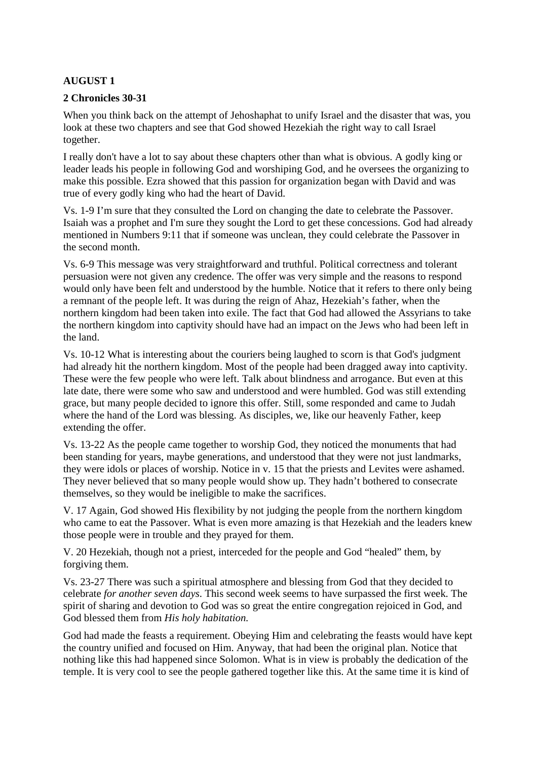**AUGUST 1**

**2 Chronicles 30-31**

When you think back on the attempt of Jehoshaphat to unify Israel and the disaster that was, you look at these two chapters and see that God showed Hezekiah the right way to call Israel together.

I really don't have a lot to say about these chapters other than what is obvious. A godly king or leader leads his people in following God and worshiping God, and he oversees the organizing to make this possible. Ezra showed that this passion for organization began with David and was true of every godly king who had the heart of David.

Vs. 1-9 I'm sure that they consulted the Lord on changing the date to celebrate the Passover. Isaiah was a prophet and I'm sure they sought the Lord to get these concessions. God had already mentioned in Numbers 9:11 that if someone was unclean, they could celebrate the Passover in the second month.

Vs. 6-9 This message was very straightforward and truthful. Political correctness and tolerant persuasion were not given any credence. The offer was very simple and the reasons to respond would only have been felt and understood by the humble. Notice that it refers to there only being a remnant of the people left. It was during the reign of Ahaz, Hezekiah's father, when the northern kingdom had been taken into exile. The fact that God had allowed the Assyrians to take the northern kingdom into captivity should have had an impact on the Jews who had been left in the land.

Vs. 10-12 What is interesting about the couriers being laughed to scorn is that God's judgment had already hit the northern kingdom. Most of the people had been dragged away into captivity. These were the few people who were left. Talk about blindness and arrogance. But even at this late date, there were some who saw and understood and were humbled. God was still extending grace, but many people decided to ignore this offer. Still, some responded and came to Judah where the hand of the Lord was blessing. As disciples, we, like our heavenly Father, keep extending the offer.

Vs. 13-22 As the people came together to worship God, they noticed the monuments that had been standing for years, maybe generations, and understood that they were not just landmarks, they were idols or places of worship. Notice in v. 15 that the priests and Levites were ashamed. They never believed that so many people would show up. They hadn't bothered to consecrate themselves, so they would be ineligible to make the sacrifices.

V. 17 Again, God showed His flexibility by not judging the people from the northern kingdom who came to eat the Passover. What is even more amazing is that Hezekiah and the leaders knew those people were in trouble and they prayed for them.

V. 20 Hezekiah, though not a priest, interceded for the people and God "healed" them, by forgiving them.

Vs. 23-27 There was such a spiritual atmosphere and blessing from God that they decided to celebrate *for another seven days*. This second week seems to have surpassed the first week. The spirit of sharing and devotion to God was so great the entire congregation rejoiced in God, and God blessed them from *His holy habitation.*

God had made the feasts a requirement. Obeying Him and celebrating the feasts would have kept the country unified and focused on Him. Anyway, that had been the original plan. Notice that nothing like this had happened since Solomon. What is in view is probably the dedication of the temple. It is very cool to see the people gathered together like this. At the same time it is kind of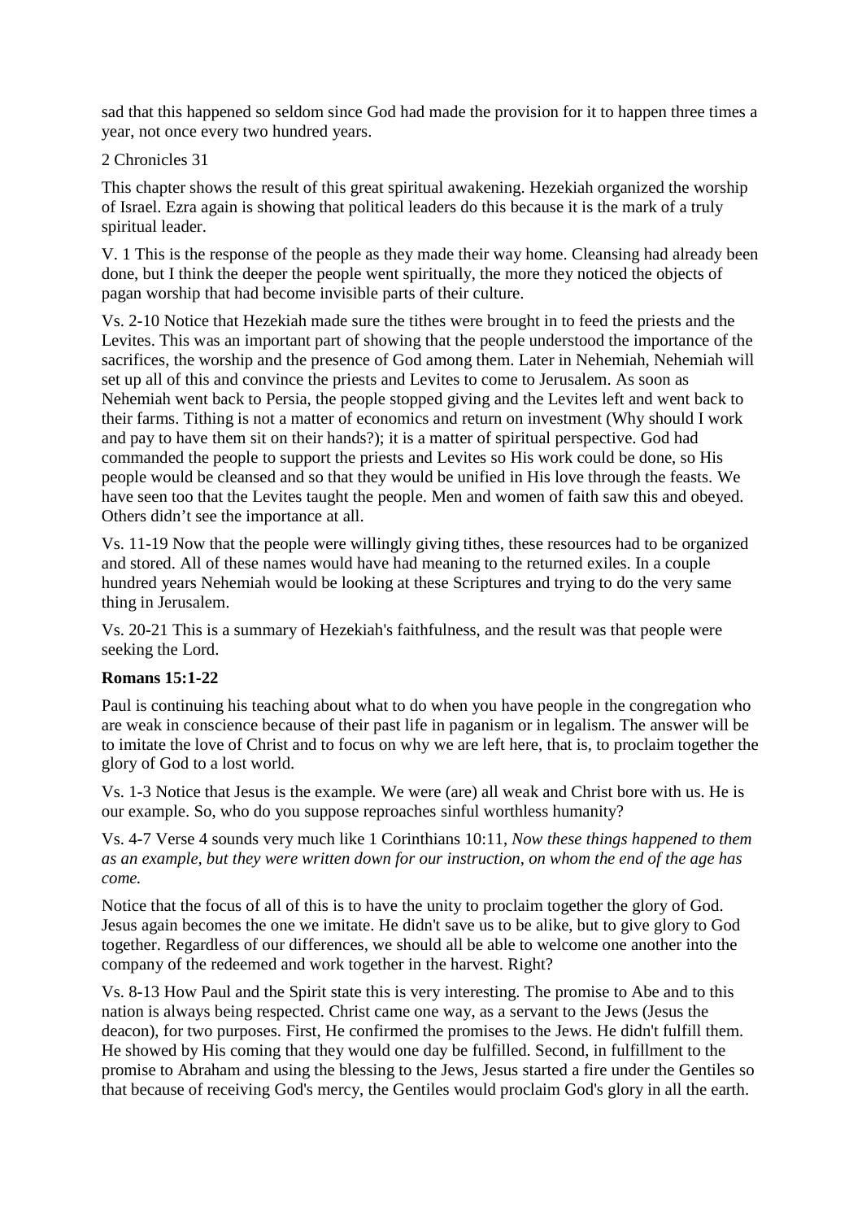sad that this happened so seldom since God had made the provision for it to happen three times a year, not once every two hundred years.

2 Chronicles 31

This chapter shows the result of this great spiritual awakening. Hezekiah organized the worship of Israel. Ezra again is showing that political leaders do this because it is the mark of a truly spiritual leader.

V. 1 This is the response of the people as they made their way home. Cleansing had already been done, but I think the deeper the people went spiritually, the more they noticed the objects of pagan worship that had become invisible parts of their culture.

Vs. 2-10 Notice that Hezekiah made sure the tithes were brought in to feed the priests and the Levites. This was an important part of showing that the people understood the importance of the sacrifices, the worship and the presence of God among them. Later in Nehemiah, Nehemiah will set up all of this and convince the priests and Levites to come to Jerusalem. As soon as Nehemiah went back to Persia, the people stopped giving and the Levites left and went back to their farms. Tithing is not a matter of economics and return on investment (Why should I work and pay to have them sit on their hands?); it is a matter of spiritual perspective. God had commanded the people to support the priests and Levites so His work could be done, so His people would be cleansed and so that they would be unified in His love through the feasts. We have seen too that the Levites taught the people. Men and women of faith saw this and obeyed. Others didn't see the importance at all.

Vs. 11-19 Now that the people were willingly giving tithes, these resources had to be organized and stored. All of these names would have had meaning to the returned exiles. In a couple hundred years Nehemiah would be looking at these Scriptures and trying to do the very same thing in Jerusalem.

Vs. 20-21 This is a summary of Hezekiah's faithfulness, and the result was that people were seeking the Lord.

**Romans 15:1-22**

Paul is continuing his teaching about what to do when you have people in the congregation who are weak in conscience because of their past life in paganism or in legalism. The answer will be to imitate the love of Christ and to focus on why we are left here, that is, to proclaim together the glory of God to a lost world.

Vs. 1-3 Notice that Jesus is the example. We were (are) all weak and Christ bore with us. He is our example. So, who do you suppose reproaches sinful worthless humanity?

Vs. 4-7 Verse 4 sounds very much like 1 Corinthians 10:11, *Now these things happened to them as an example, but they were written down for our instruction, on whom the end of the age has come.*

Notice that the focus of all of this is to have the unity to proclaim together the glory of God. Jesus again becomes the one we imitate. He didn't save us to be alike, but to give glory to God together. Regardless of our differences, we should all be able to welcome one another into the company of the redeemed and work together in the harvest. Right?

Vs. 8-13 How Paul and the Spirit state this is very interesting. The promise to Abe and to this nation is always being respected. Christ came one way, as a servant to the Jews (Jesus the deacon), for two purposes. First, He confirmed the promises to the Jews. He didn't fulfill them. He showed by His coming that they would one day be fulfilled. Second, in fulfillment to the promise to Abraham and using the blessing to the Jews, Jesus started a fire under the Gentiles so that because of receiving God's mercy, the Gentiles would proclaim God's glory in all the earth.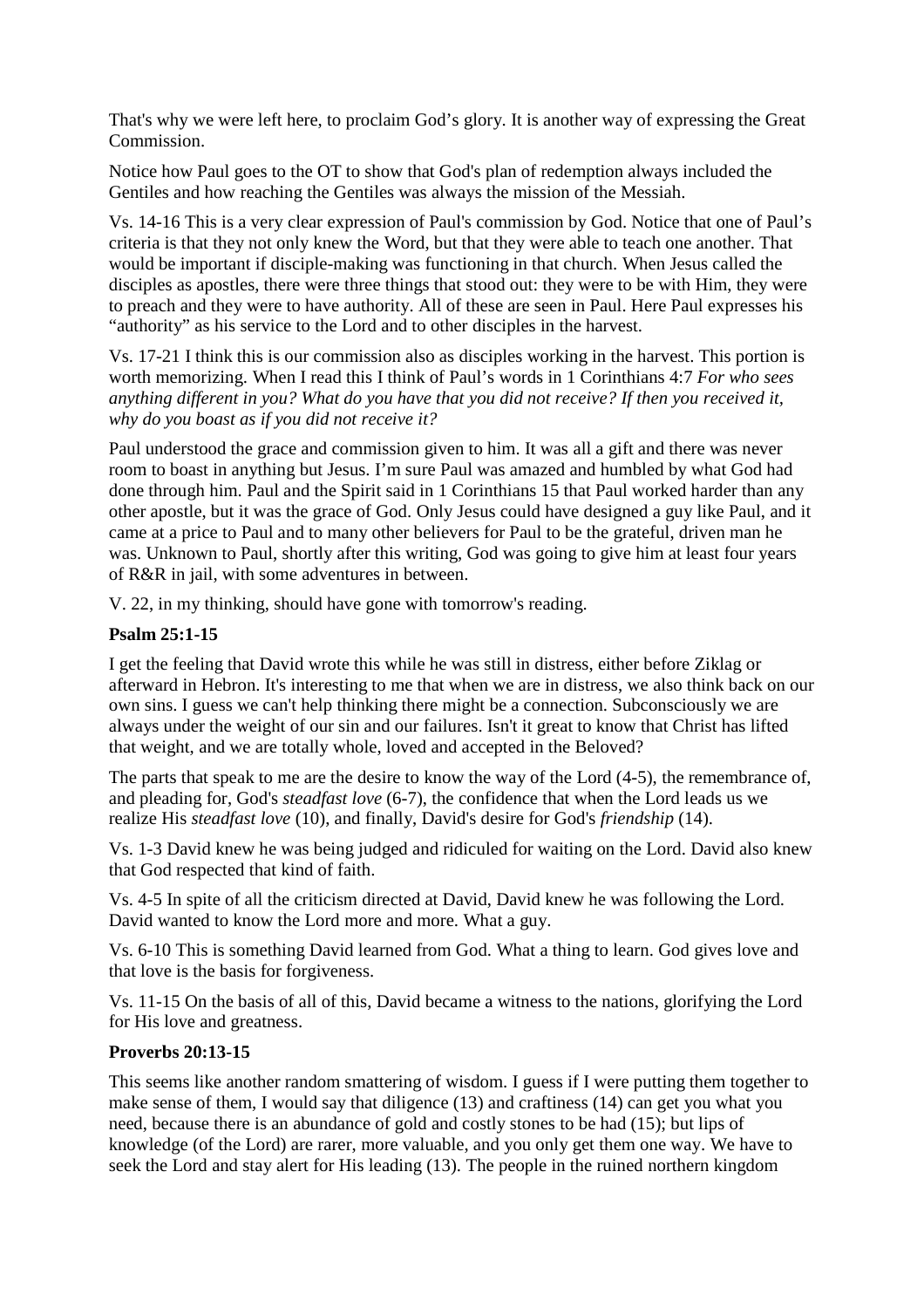That's why we were left here, to proclaim God's glory. It is another way of expressing the Great Commission.

Notice how Paul goes to the OT to show that God's plan of redemption always included the Gentiles and how reaching the Gentiles was always the mission of the Messiah.

Vs. 14-16 This is a very clear expression of Paul's commission by God. Notice that one of Paul's criteria is that they not only knew the Word, but that they were able to teach one another. That would be important if disciple-making was functioning in that church. When Jesus called the disciples as apostles, there were three things that stood out: they were to be with Him, they were to preach and they were to have authority. All of these are seen in Paul. Here Paul expresses his "authority" as his service to the Lord and to other disciples in the harvest.

Vs. 17-21 I think this is our commission also as disciples working in the harvest. This portion is worth memorizing. When I read this I think of Paul's words in 1 Corinthians 4:7 *For who sees anything different in you? What do you have that you did not receive? If then you received it, why do you boast as if you did not receive it?*

Paul understood the grace and commission given to him. It was all a gift and there was never room to boast in anything but Jesus. I'm sure Paul was amazed and humbled by what God had done through him. Paul and the Spirit said in 1 Corinthians 15 that Paul worked harder than any other apostle, but it was the grace of God. Only Jesus could have designed a guy like Paul, and it came at a price to Paul and to many other believers for Paul to be the grateful, driven man he was. Unknown to Paul, shortly after this writing, God was going to give him at least four years of R&R in jail, with some adventures in between.

V. 22, in my thinking, should have gone with tomorrow's reading.

**Psalm 25:1-15**

I get the feeling that David wrote this while he was still in distress, either before Ziklag or afterward in Hebron. It's interesting to me that when we are in distress, we also think back on our own sins. I guess we can't help thinking there might be a connection. Subconsciously we are always under the weight of our sin and our failures. Isn't it great to know that Christ has lifted that weight, and we are totally whole, loved and accepted in the Beloved?

The parts that speak to me are the desire to know the way of the Lord (4-5), the remembrance of, and pleading for, God's *steadfast love* (6-7), the confidence that when the Lord leads us we realize His *steadfast love* (10), and finally, David's desire for God's *friendship* (14).

Vs. 1-3 David knew he was being judged and ridiculed for waiting on the Lord. David also knew that God respected that kind of faith.

Vs. 4-5 In spite of all the criticism directed at David, David knew he was following the Lord. David wanted to know the Lord more and more. What a guy.

Vs. 6-10 This is something David learned from God. What a thing to learn. God gives love and that love is the basis for forgiveness.

Vs. 11-15 On the basis of all of this, David became a witness to the nations, glorifying the Lord for His love and greatness.

**Proverbs 20:13-15**

This seems like another random smattering of wisdom. I guess if I were putting them together to make sense of them, I would say that diligence (13) and craftiness (14) can get you what you need, because there is an abundance of gold and costly stones to be had (15); but lips of knowledge (of the Lord) are rarer, more valuable, and you only get them one way. We have to seek the Lord and stay alert for His leading (13). The people in the ruined northern kingdom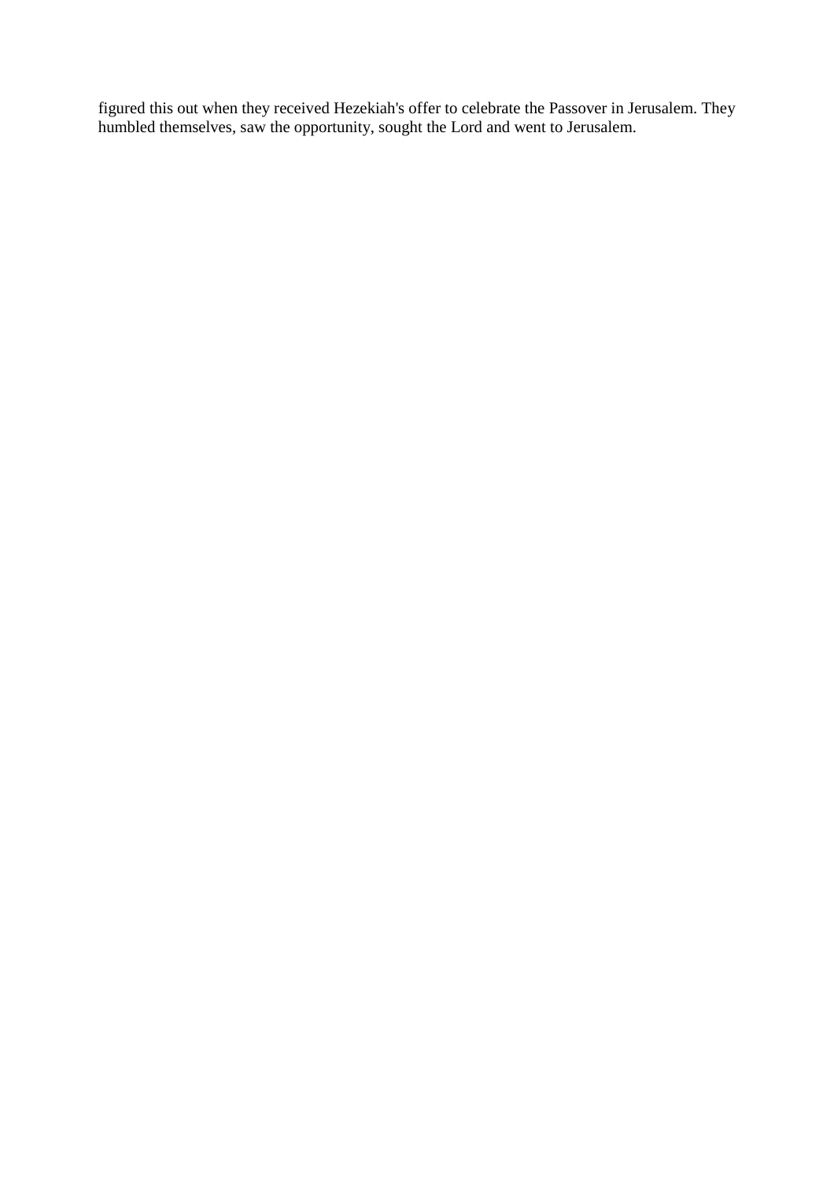figured this out when they received Hezekiah's offer to celebrate the Passover in Jerusalem. They humbled themselves, saw the opportunity, sought the Lord and went to Jerusalem.